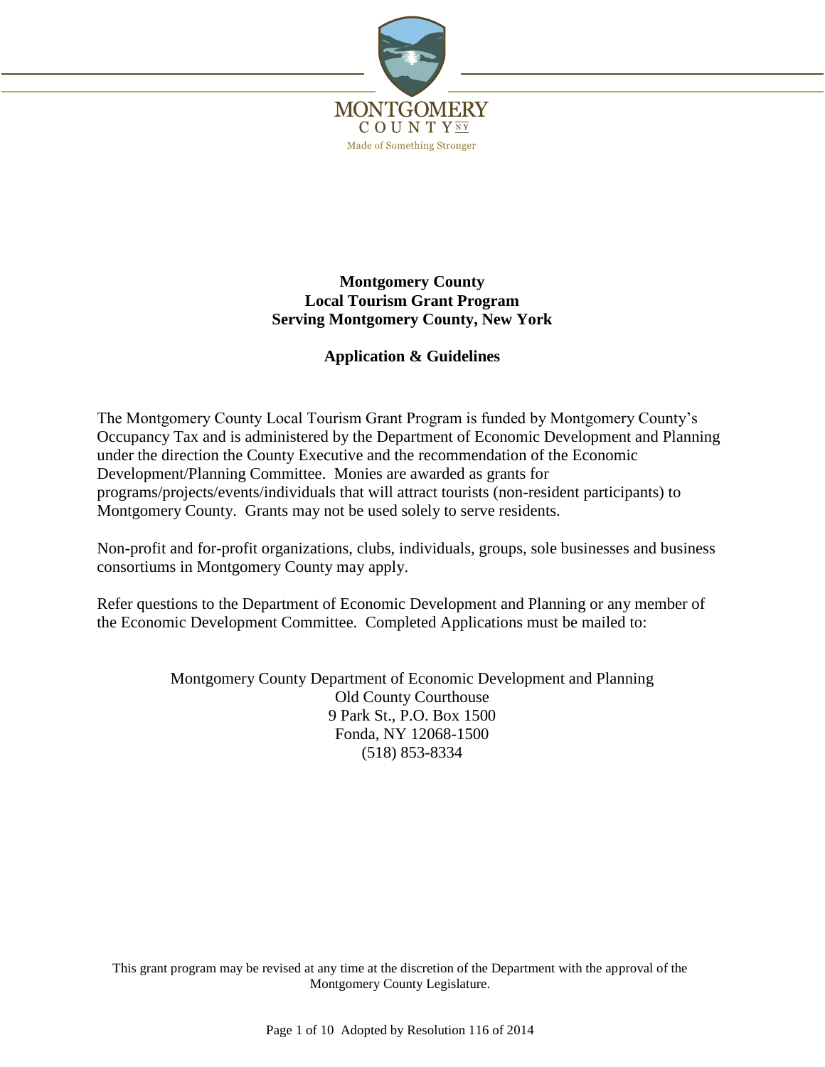MONTGOMERY
COUNTY NY
Made of Something Stronger

# Montgomery County
# Local Tourism Grant Program
# Serving Montgomery County, New York

## Application & Guidelines

The Montgomery County Local Tourism Grant Program is funded by Montgomery County's Occupancy Tax and is administered by the Department of Economic Development and Planning under the direction the County Executive and the recommendation of the Economic Development/Planning Committee. Monies are awarded as grants for programs/projects/events/individuals that will attract tourists (non-resident participants) to Montgomery County. Grants may not be used solely to serve residents.

Non-profit and for-profit organizations, clubs, individuals, groups, sole businesses and business consortiums in Montgomery County may apply.

Refer questions to the Department of Economic Development and Planning or any member of the Economic Development Committee. Completed Applications must be mailed to:

Montgomery County Department of Economic Development and Planning
Old County Courthouse
9 Park St., P.O. Box 1500
Fonda, NY 12068-1500
(518) 853-8334

This grant program may be revised at any time at the discretion of the Department with the approval of the Montgomery County Legislature.

Adopted by Resolution 116 of 2014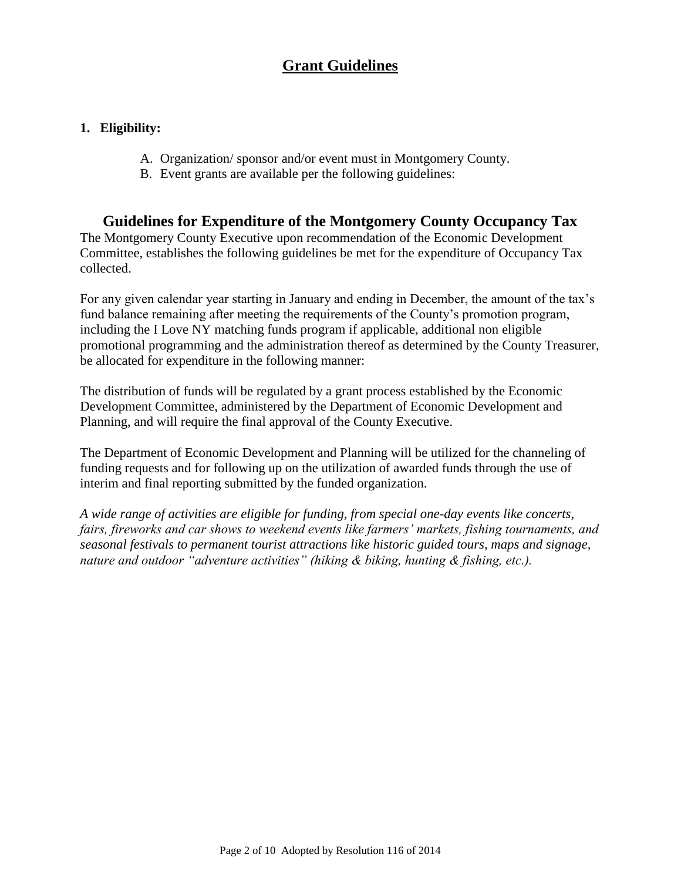# Grant Guidelines

**1. Eligibility:**

A. Organization/ sponsor and/or event must in Montgomery County.
B. Event grants are available per the following guidelines:

## Guidelines for Expenditure of the Montgomery County Occupancy Tax

The Montgomery County Executive upon recommendation of the Economic Development Committee, establishes the following guidelines be met for the expenditure of Occupancy Tax collected.

For any given calendar year starting in January and ending in December, the amount of the tax's fund balance remaining after meeting the requirements of the County's promotion program, including the I Love NY matching funds program if applicable, additional non eligible promotional programming and the administration thereof as determined by the County Treasurer, be allocated for expenditure in the following manner:

The distribution of funds will be regulated by a grant process established by the Economic Development Committee, administered by the Department of Economic Development and Planning, and will require the final approval of the County Executive.

The Department of Economic Development and Planning will be utilized for the channeling of funding requests and for following up on the utilization of awarded funds through the use of interim and final reporting submitted by the funded organization.

*A wide range of activities are eligible for funding, from special one-day events like concerts, fairs, fireworks and car shows to weekend events like farmers' markets, fishing tournaments, and seasonal festivals to permanent tourist attractions like historic guided tours, maps and signage, nature and outdoor "adventure activities" (hiking & biking, hunting & fishing, etc.).*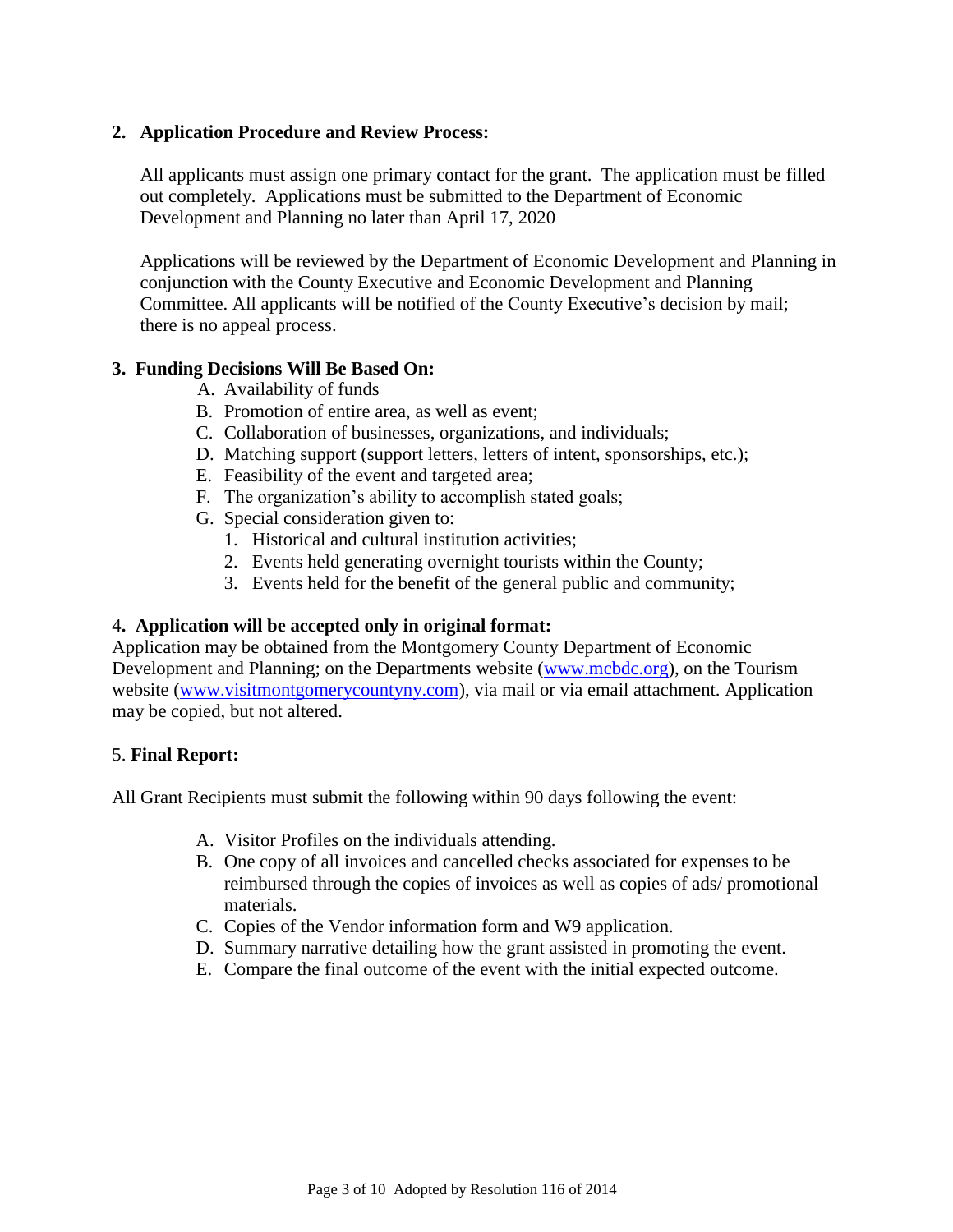**2. Application Procedure and Review Process:**

All applicants must assign one primary contact for the grant. The application must be filled out completely. Applications must be submitted to the Department of Economic Development and Planning no later than April 17, 2020

Applications will be reviewed by the Department of Economic Development and Planning in conjunction with the County Executive and Economic Development and Planning Committee. All applicants will be notified of the County Executive's decision by mail; there is no appeal process.

**3. Funding Decisions Will Be Based On:**

A. Availability of funds
B. Promotion of entire area, as well as event;
C. Collaboration of businesses, organizations, and individuals;
D. Matching support (support letters, letters of intent, sponsorships, etc.);
E. Feasibility of the event and targeted area;
F. The organization's ability to accomplish stated goals;
G. Special consideration given to:
   1. Historical and cultural institution activities;
   2. Events held generating overnight tourists within the County;
   3. Events held for the benefit of the general public and community;

4**. Application will be accepted only in original format:**
Application may be obtained from the Montgomery County Department of Economic Development and Planning; on the Departments website (www.mcbdc.org), on the Tourism website (www.visitmontgomerycountyny.com), via mail or via email attachment. Application may be copied, but not altered.

5. **Final Report:**

All Grant Recipients must submit the following within 90 days following the event:

A. Visitor Profiles on the individuals attending.
B. One copy of all invoices and cancelled checks associated for expenses to be reimbursed through the copies of invoices as well as copies of ads/ promotional materials.
C. Copies of the Vendor information form and W9 application.
D. Summary narrative detailing how the grant assisted in promoting the event.
E. Compare the final outcome of the event with the initial expected outcome.

Adopted by Resolution 116 of 2014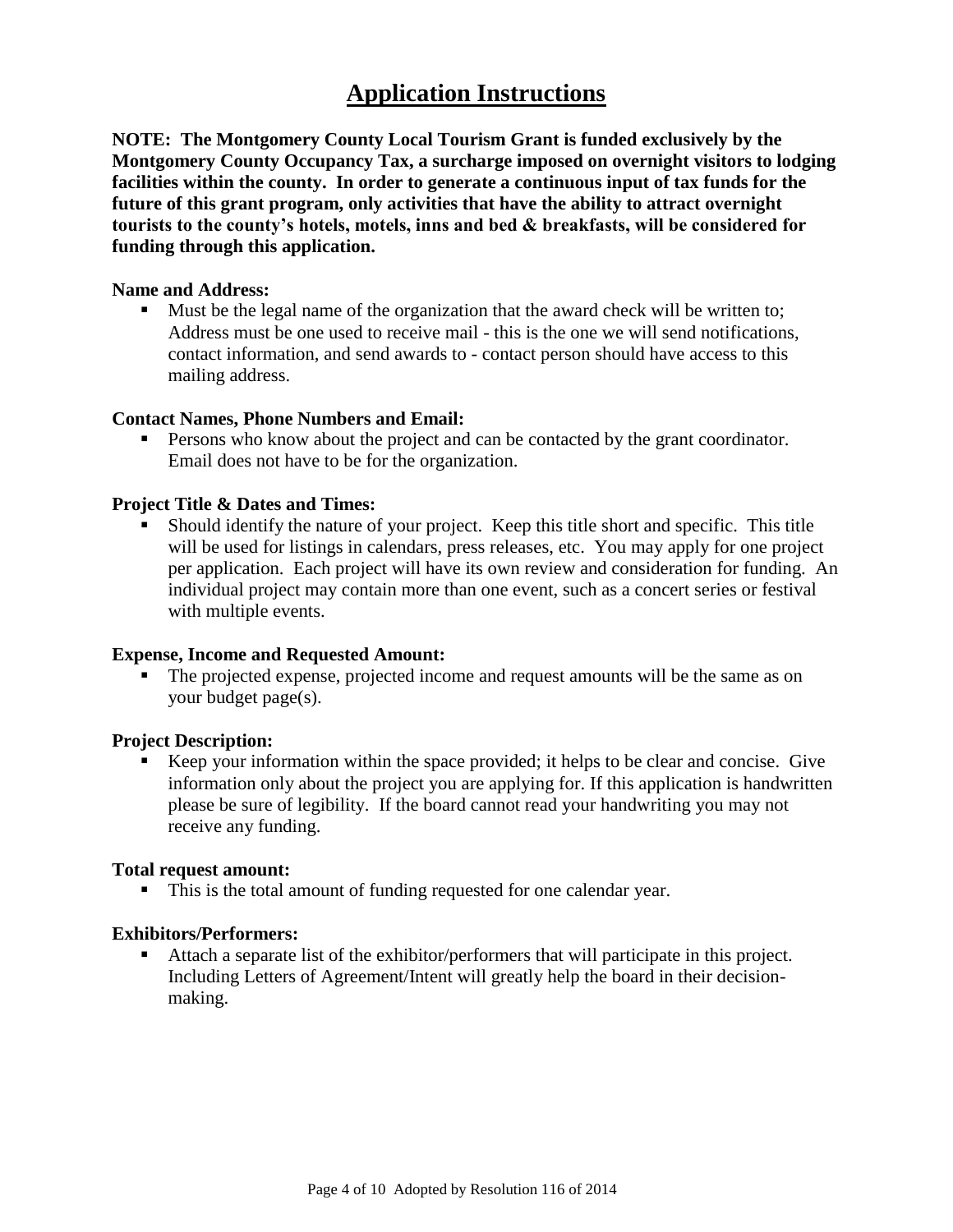# Application Instructions

**NOTE: The Montgomery County Local Tourism Grant is funded exclusively by the Montgomery County Occupancy Tax, a surcharge imposed on overnight visitors to lodging facilities within the county. In order to generate a continuous input of tax funds for the future of this grant program, only activities that have the ability to attract overnight tourists to the county's hotels, motels, inns and bed & breakfasts, will be considered for funding through this application.**

**Name and Address:**

- Must be the legal name of the organization that the award check will be written to; Address must be one used to receive mail - this is the one we will send notifications, contact information, and send awards to - contact person should have access to this mailing address.

**Contact Names, Phone Numbers and Email:**

- Persons who know about the project and can be contacted by the grant coordinator. Email does not have to be for the organization.

**Project Title & Dates and Times:**

- Should identify the nature of your project. Keep this title short and specific. This title will be used for listings in calendars, press releases, etc. You may apply for one project per application. Each project will have its own review and consideration for funding. An individual project may contain more than one event, such as a concert series or festival with multiple events.

**Expense, Income and Requested Amount:**

- The projected expense, projected income and request amounts will be the same as on your budget page(s).

**Project Description:**

- Keep your information within the space provided; it helps to be clear and concise. Give information only about the project you are applying for. If this application is handwritten please be sure of legibility. If the board cannot read your handwriting you may not receive any funding.

**Total request amount:**

- This is the total amount of funding requested for one calendar year.

**Exhibitors/Performers:**

- Attach a separate list of the exhibitor/performers that will participate in this project. Including Letters of Agreement/Intent will greatly help the board in their decision-making.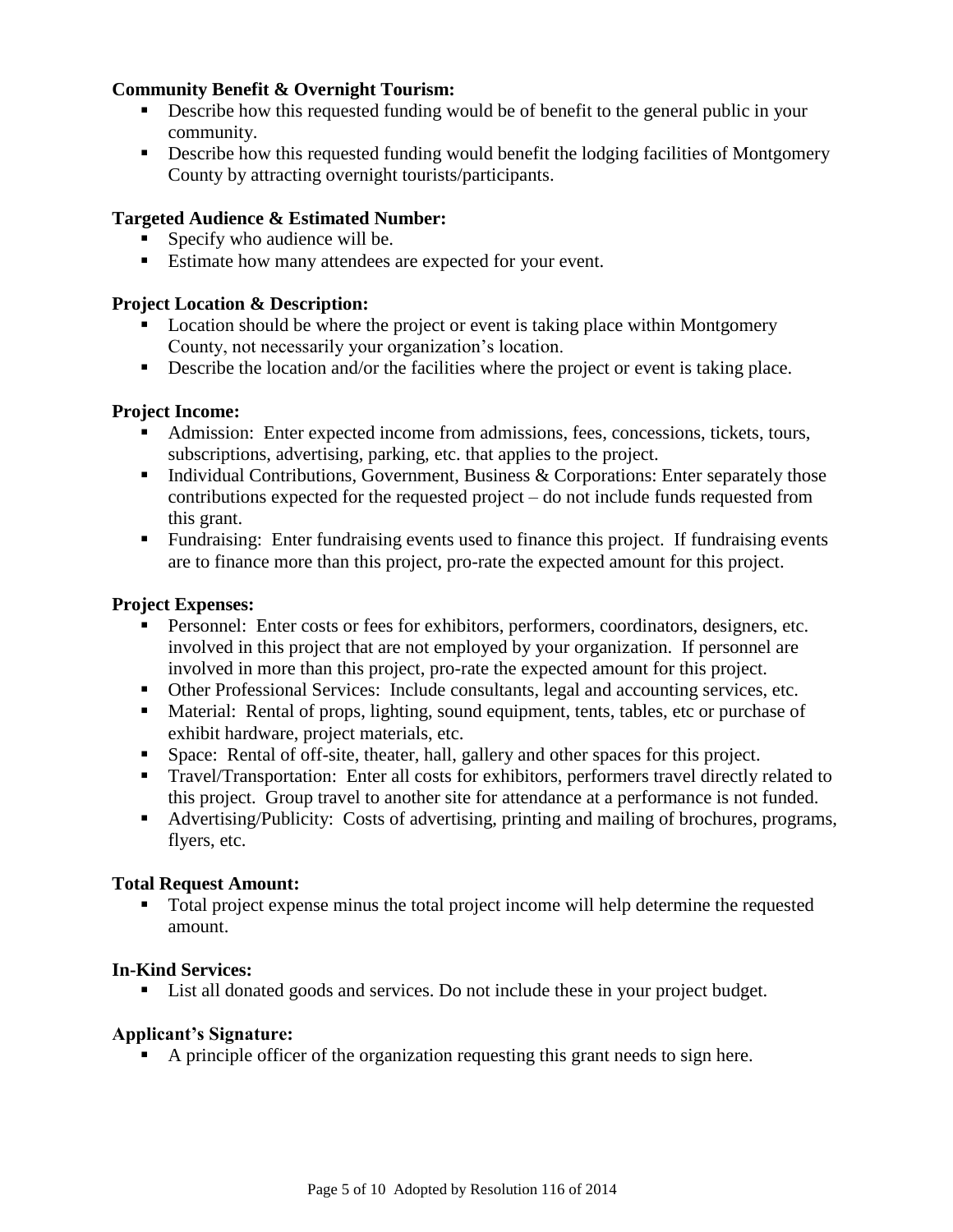**Community Benefit & Overnight Tourism:**

- Describe how this requested funding would be of benefit to the general public in your community.
- Describe how this requested funding would benefit the lodging facilities of Montgomery County by attracting overnight tourists/participants.

**Targeted Audience & Estimated Number:**

- Specify who audience will be.
- Estimate how many attendees are expected for your event.

**Project Location & Description:**

- Location should be where the project or event is taking place within Montgomery County, not necessarily your organization's location.
- Describe the location and/or the facilities where the project or event is taking place.

**Project Income:**

- Admission: Enter expected income from admissions, fees, concessions, tickets, tours, subscriptions, advertising, parking, etc. that applies to the project.
- Individual Contributions, Government, Business & Corporations: Enter separately those contributions expected for the requested project – do not include funds requested from this grant.
- Fundraising: Enter fundraising events used to finance this project. If fundraising events are to finance more than this project, pro-rate the expected amount for this project.

**Project Expenses:**

- Personnel: Enter costs or fees for exhibitors, performers, coordinators, designers, etc. involved in this project that are not employed by your organization. If personnel are involved in more than this project, pro-rate the expected amount for this project.
- Other Professional Services: Include consultants, legal and accounting services, etc.
- Material: Rental of props, lighting, sound equipment, tents, tables, etc or purchase of exhibit hardware, project materials, etc.
- Space: Rental of off-site, theater, hall, gallery and other spaces for this project.
- Travel/Transportation: Enter all costs for exhibitors, performers travel directly related to this project. Group travel to another site for attendance at a performance is not funded.
- Advertising/Publicity: Costs of advertising, printing and mailing of brochures, programs, flyers, etc.

**Total Request Amount:**

- Total project expense minus the total project income will help determine the requested amount.

**In-Kind Services:**

- List all donated goods and services. Do not include these in your project budget.

**Applicant's Signature:**

- A principle officer of the organization requesting this grant needs to sign here.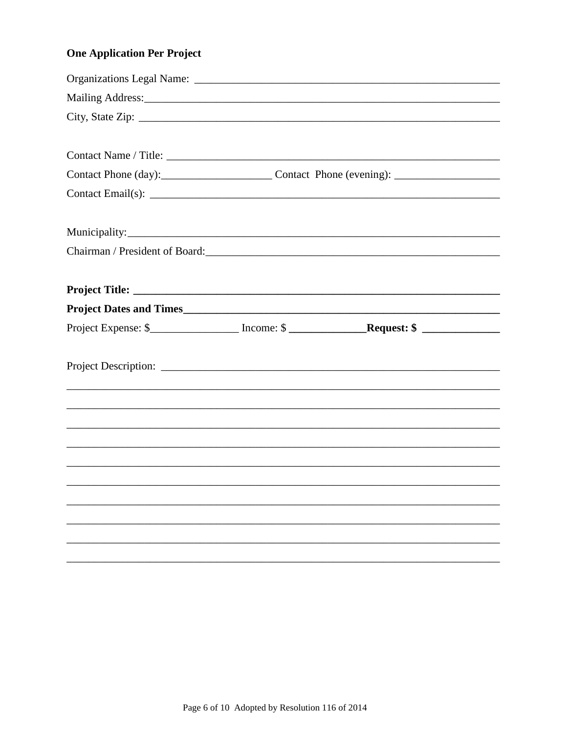**One Application Per Project**

Organizations Legal Name: ___________________________________________________________

Mailing Address:___________________________________________________________________

City, State Zip: ___________________________________________________________________

Contact Name / Title: _______________________________________________________________

Contact Phone (day):____________________ Contact Phone (evening): ___________________

Contact Email(s): _________________________________________________________________

Municipality:_______________________________________________________________________

Chairman / President of Board:______________________________________________________

**Project Title: ______________________________________________________________________**

**Project Dates and Times______________________________________________________________**

Project Expense: $________________ Income: $ **______________Request: $ ______________**

Project Description: ________________________________________________________________

______________________________________________________________________________

______________________________________________________________________________

______________________________________________________________________________

______________________________________________________________________________

______________________________________________________________________________

______________________________________________________________________________

______________________________________________________________________________

______________________________________________________________________________

______________________________________________________________________________

______________________________________________________________________________

Adopted by Resolution 116 of 2014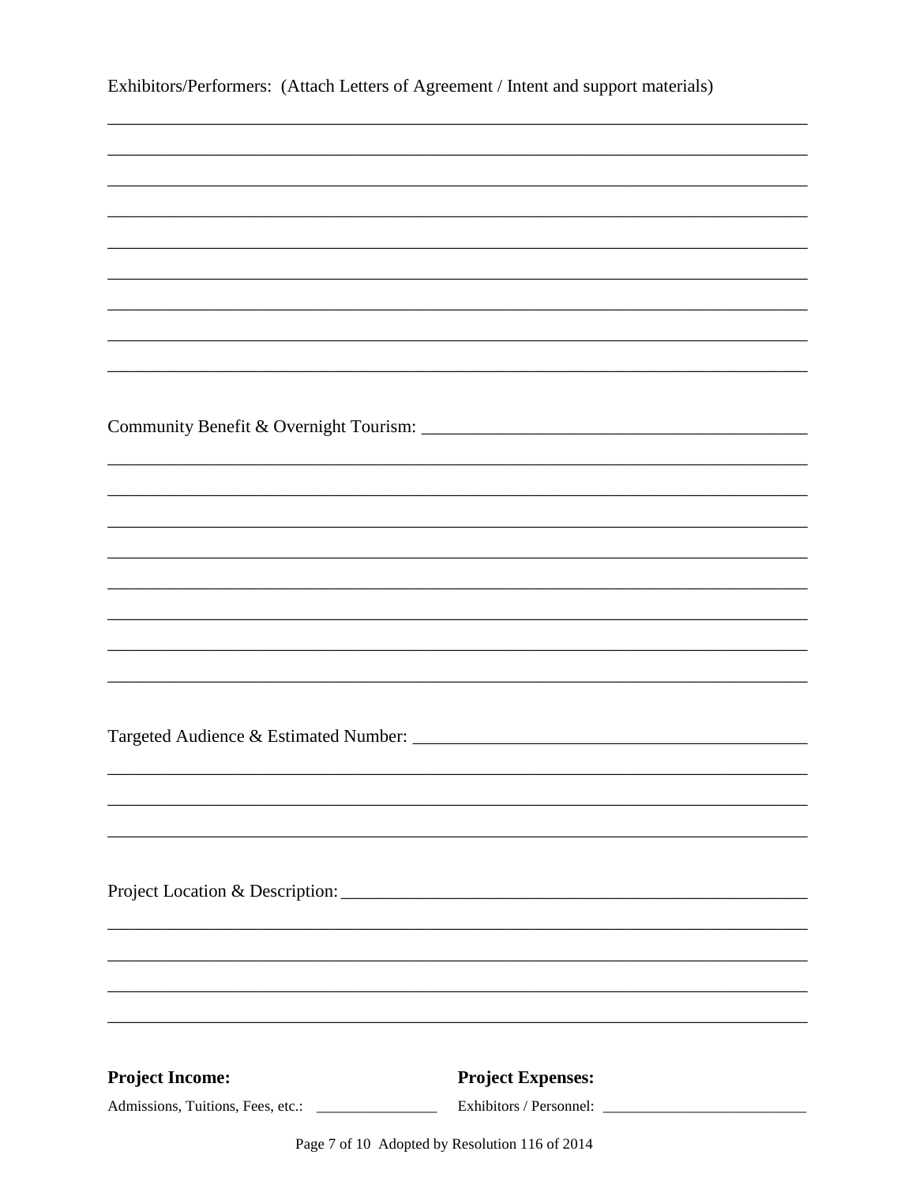Exhibitors/Performers: (Attach Letters of Agreement / Intent and support materials)

_______________________________________________________________________________

_______________________________________________________________________________

_______________________________________________________________________________

_______________________________________________________________________________

_______________________________________________________________________________

_______________________________________________________________________________

_______________________________________________________________________________

_______________________________________________________________________________

_______________________________________________________________________________

Community Benefit & Overnight Tourism: ____________________________________________

_______________________________________________________________________________

_______________________________________________________________________________

_______________________________________________________________________________

_______________________________________________________________________________

_______________________________________________________________________________

_______________________________________________________________________________

_______________________________________________________________________________

_______________________________________________________________________________

Targeted Audience & Estimated Number: ____________________________________________

_______________________________________________________________________________

_______________________________________________________________________________

_______________________________________________________________________________

Project Location & Description: _________________________________________________

_______________________________________________________________________________

_______________________________________________________________________________

_______________________________________________________________________________

_______________________________________________________________________________

**Project Income:**

Admissions, Tuitions, Fees, etc.: ________________

**Project Expenses:**

Exhibitors / Personnel: ___________________________

Adopted by Resolution 116 of 2014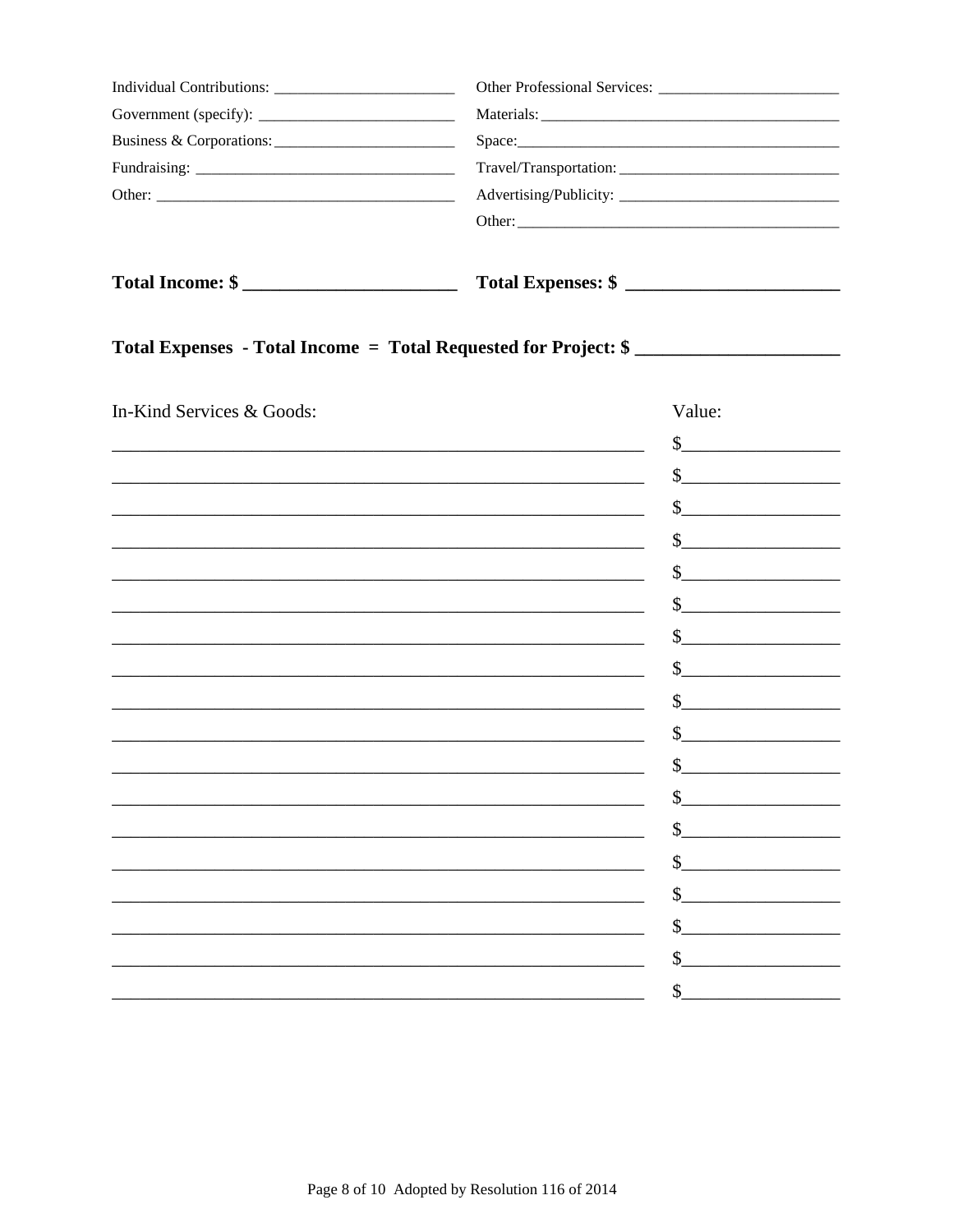Individual Contributions: ________________________

Government (specify): ________________________

Business & Corporations: ________________________

Fundraising: ________________________

Other: ________________________

Other Professional Services: ________________________

Materials: ________________________

Space: ________________________

Travel/Transportation: ________________________

Advertising/Publicity: ________________________

Other: ________________________

**Total Income: $ ________________________**

**Total Expenses: $ ________________________**

**Total Expenses - Total Income = Total Requested for Project: $ ______________________**

| In-Kind Services & Goods: | Value: |
| --- | --- |
| ________________________________________ | $__________________ |
| ________________________________________ | $__________________ |
| ________________________________________ | $__________________ |
| ________________________________________ | $__________________ |
| ________________________________________ | $__________________ |
| ________________________________________ | $__________________ |
| ________________________________________ | $__________________ |
| ________________________________________ | $__________________ |
| ________________________________________ | $__________________ |
| ________________________________________ | $__________________ |
| ________________________________________ | $__________________ |
| ________________________________________ | $__________________ |
| ________________________________________ | $__________________ |
| ________________________________________ | $__________________ |
| ________________________________________ | $__________________ |
| ________________________________________ | $__________________ |
| ________________________________________ | $__________________ |
| ________________________________________ | $__________________ |

Adopted by Resolution 116 of 2014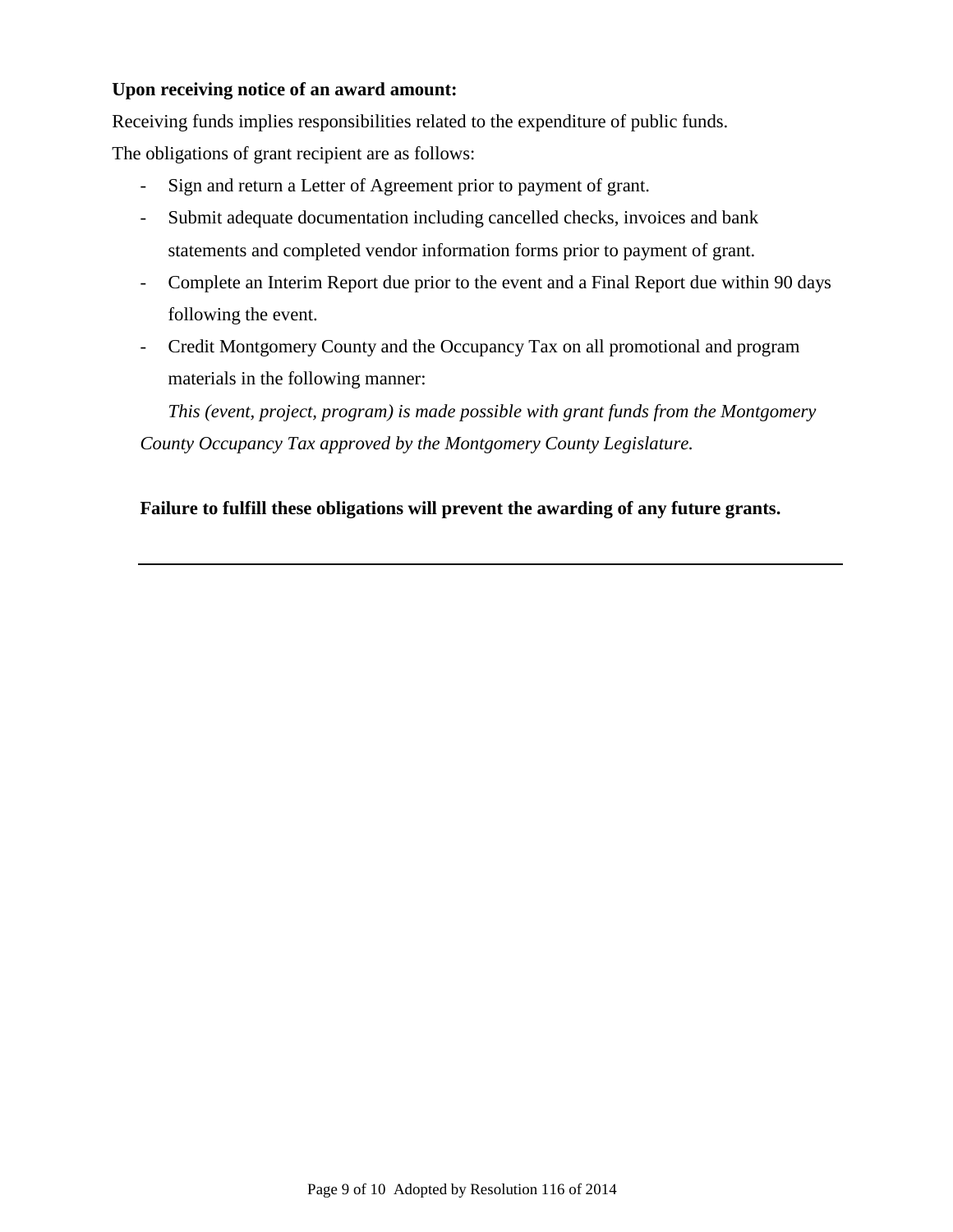**Upon receiving notice of an award amount:**

Receiving funds implies responsibilities related to the expenditure of public funds.

The obligations of grant recipient are as follows:

- Sign and return a Letter of Agreement prior to payment of grant.
- Submit adequate documentation including cancelled checks, invoices and bank statements and completed vendor information forms prior to payment of grant.
- Complete an Interim Report due prior to the event and a Final Report due within 90 days following the event.
- Credit Montgomery County and the Occupancy Tax on all promotional and program materials in the following manner:

*This (event, project, program) is made possible with grant funds from the Montgomery County Occupancy Tax approved by the Montgomery County Legislature.*

**Failure to fulfill these obligations will prevent the awarding of any future grants.**

---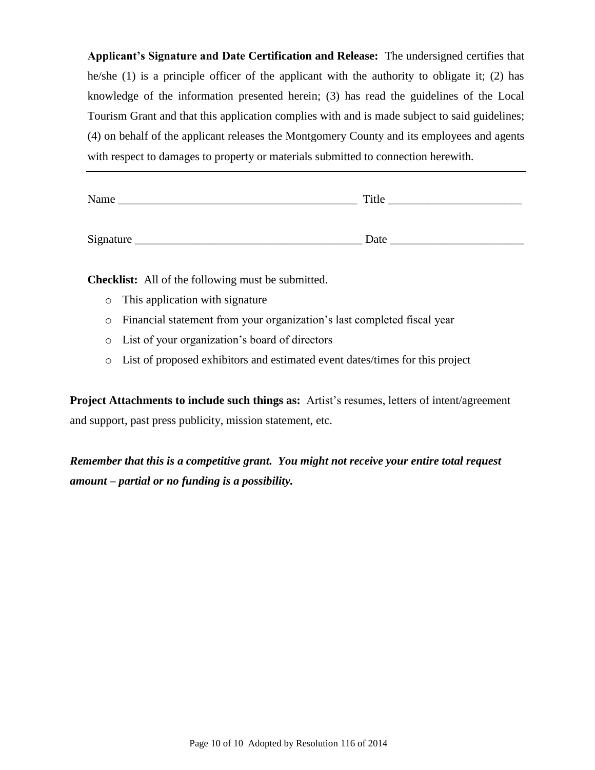**Applicant's Signature and Date Certification and Release:** The undersigned certifies that he/she (1) is a principle officer of the applicant with the authority to obligate it; (2) has knowledge of the information presented herein; (3) has read the guidelines of the Local Tourism Grant and that this application complies with and is made subject to said guidelines; (4) on behalf of the applicant releases the Montgomery County and its employees and agents with respect to damages to property or materials submitted to connection herewith.

---

Name __________________________________________ Title _______________________

Signature ________________________________________ Date _______________________

**Checklist:** All of the following must be submitted.

- This application with signature
- Financial statement from your organization's last completed fiscal year
- List of your organization's board of directors
- List of proposed exhibitors and estimated event dates/times for this project

**Project Attachments to include such things as:** Artist's resumes, letters of intent/agreement and support, past press publicity, mission statement, etc.

***Remember that this is a competitive grant. You might not receive your entire total request amount – partial or no funding is a possibility.***

Adopted by Resolution 116 of 2014